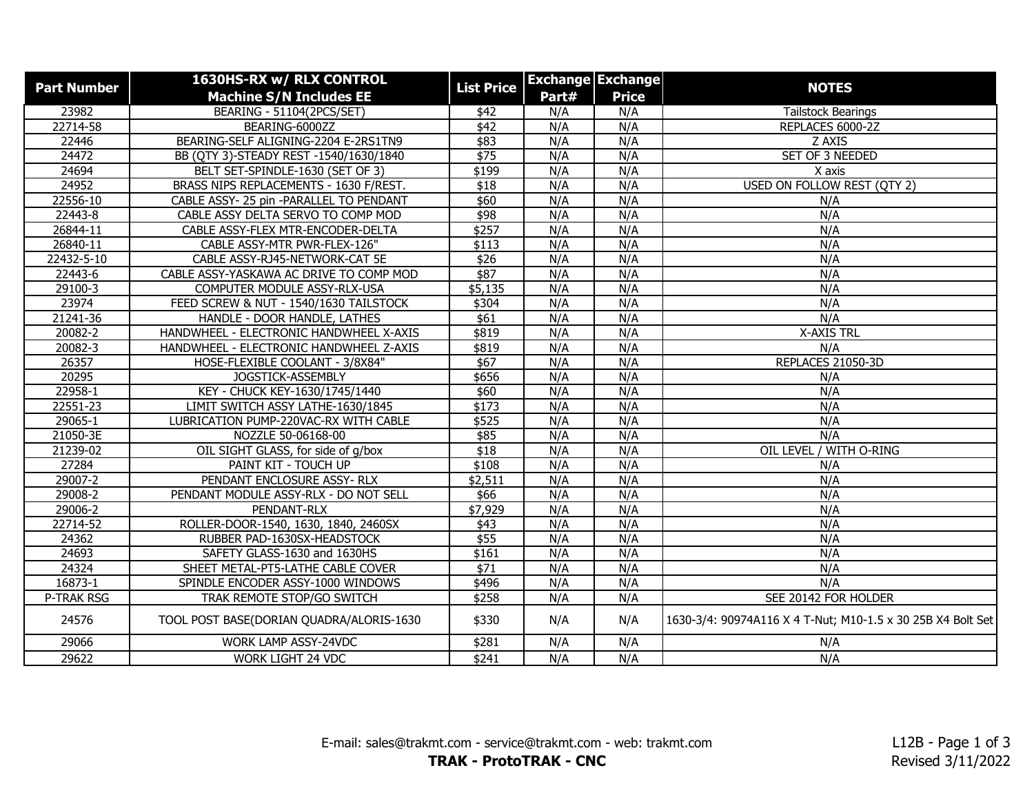| Part Number | 1630HS-RX w/ RLX CONTROL Machine S/N Includes EE | List Price | Exchange Part# | Exchange Price | NOTES |
|---|---|---|---|---|---|
| 23982 | BEARING - 51104(2PCS/SET) | $42 | N/A | N/A | Tailstock Bearings |
| 22714-58 | BEARING-6000ZZ | $42 | N/A | N/A | REPLACES 6000-2Z |
| 22446 | BEARING-SELF ALIGNING-2204 E-2RS1TN9 | $83 | N/A | N/A | Z AXIS |
| 24472 | BB (QTY 3)-STEADY REST -1540/1630/1840 | $75 | N/A | N/A | SET OF 3 NEEDED |
| 24694 | BELT SET-SPINDLE-1630 (SET OF 3) | $199 | N/A | N/A | X axis |
| 24952 | BRASS NIPS REPLACEMENTS - 1630 F/REST. | $18 | N/A | N/A | USED ON FOLLOW REST (QTY 2) |
| 22556-10 | CABLE ASSY- 25 pin -PARALLEL TO PENDANT | $60 | N/A | N/A | N/A |
| 22443-8 | CABLE ASSY DELTA SERVO TO COMP MOD | $98 | N/A | N/A | N/A |
| 26844-11 | CABLE ASSY-FLEX MTR-ENCODER-DELTA | $257 | N/A | N/A | N/A |
| 26840-11 | CABLE ASSY-MTR PWR-FLEX-126" | $113 | N/A | N/A | N/A |
| 22432-5-10 | CABLE ASSY-RJ45-NETWORK-CAT 5E | $26 | N/A | N/A | N/A |
| 22443-6 | CABLE ASSY-YASKAWA AC DRIVE TO COMP MOD | $87 | N/A | N/A | N/A |
| 29100-3 | COMPUTER MODULE ASSY-RLX-USA | $5,135 | N/A | N/A | N/A |
| 23974 | FEED SCREW & NUT - 1540/1630 TAILSTOCK | $304 | N/A | N/A | N/A |
| 21241-36 | HANDLE - DOOR HANDLE, LATHES | $61 | N/A | N/A | N/A |
| 20082-2 | HANDWHEEL - ELECTRONIC HANDWHEEL X-AXIS | $819 | N/A | N/A | X-AXIS TRL |
| 20082-3 | HANDWHEEL - ELECTRONIC HANDWHEEL Z-AXIS | $819 | N/A | N/A | N/A |
| 26357 | HOSE-FLEXIBLE COOLANT - 3/8X84" | $67 | N/A | N/A | REPLACES 21050-3D |
| 20295 | JOGSTICK-ASSEMBLY | $656 | N/A | N/A | N/A |
| 22958-1 | KEY - CHUCK KEY-1630/1745/1440 | $60 | N/A | N/A | N/A |
| 22551-23 | LIMIT SWITCH ASSY LATHE-1630/1845 | $173 | N/A | N/A | N/A |
| 29065-1 | LUBRICATION PUMP-220VAC-RX WITH CABLE | $525 | N/A | N/A | N/A |
| 21050-3E | NOZZLE 50-06168-00 | $85 | N/A | N/A | N/A |
| 21239-02 | OIL SIGHT GLASS, for side of g/box | $18 | N/A | N/A | OIL LEVEL / WITH O-RING |
| 27284 | PAINT KIT - TOUCH UP | $108 | N/A | N/A | N/A |
| 29007-2 | PENDANT ENCLOSURE ASSY- RLX | $2,511 | N/A | N/A | N/A |
| 29008-2 | PENDANT MODULE ASSY-RLX - DO NOT SELL | $66 | N/A | N/A | N/A |
| 29006-2 | PENDANT-RLX | $7,929 | N/A | N/A | N/A |
| 22714-52 | ROLLER-DOOR-1540, 1630, 1840, 2460SX | $43 | N/A | N/A | N/A |
| 24362 | RUBBER PAD-1630SX-HEADSTOCK | $55 | N/A | N/A | N/A |
| 24693 | SAFETY GLASS-1630 and 1630HS | $161 | N/A | N/A | N/A |
| 24324 | SHEET METAL-PT5-LATHE CABLE COVER | $71 | N/A | N/A | N/A |
| 16873-1 | SPINDLE ENCODER ASSY-1000 WINDOWS | $496 | N/A | N/A | N/A |
| P-TRAK RSG | TRAK REMOTE STOP/GO SWITCH | $258 | N/A | N/A | SEE 20142 FOR HOLDER |
| 24576 | TOOL POST BASE(DORIAN QUADRA/ALORIS-1630 | $330 | N/A | N/A | 1630-3/4: 90974A116 X 4 T-Nut; M10-1.5 x 30 25B X4 Bolt Set |
| 29066 | WORK LAMP ASSY-24VDC | $281 | N/A | N/A | N/A |
| 29622 | WORK LIGHT 24 VDC | $241 | N/A | N/A | N/A |

E-mail: sales@trakmt.com - service@trakmt.com - web: trakmt.com

**TRAK - ProtoTRAK - CNC**

L12B

Revised 3/11/2022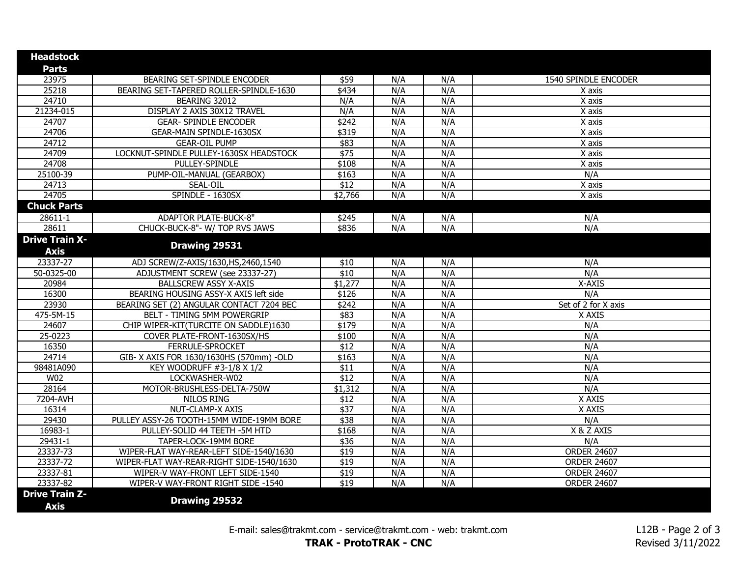| Headstock Parts | | | | | |
|---|---|---|---|---|---|
| 23975 | BEARING SET-SPINDLE ENCODER | $59 | N/A | N/A | 1540 SPINDLE ENCODER |
| 25218 | BEARING SET-TAPERED ROLLER-SPINDLE-1630 | $434 | N/A | N/A | X axis |
| 24710 | BEARING 32012 | N/A | N/A | N/A | X axis |
| 21234-015 | DISPLAY 2 AXIS 30X12 TRAVEL | N/A | N/A | N/A | X axis |
| 24707 | GEAR- SPINDLE ENCODER | $242 | N/A | N/A | X axis |
| 24706 | GEAR-MAIN SPINDLE-1630SX | $319 | N/A | N/A | X axis |
| 24712 | GEAR-OIL PUMP | $83 | N/A | N/A | X axis |
| 24709 | LOCKNUT-SPINDLE PULLEY-1630SX HEADSTOCK | $75 | N/A | N/A | X axis |
| 24708 | PULLEY-SPINDLE | $108 | N/A | N/A | X axis |
| 25100-39 | PUMP-OIL-MANUAL (GEARBOX) | $163 | N/A | N/A | N/A |
| 24713 | SEAL-OIL | $12 | N/A | N/A | X axis |
| 24705 | SPINDLE - 1630SX | $2,766 | N/A | N/A | X axis |
| **Chuck Parts** | | | | | |
| 28611-1 | ADAPTOR PLATE-BUCK-8" | $245 | N/A | N/A | N/A |
| 28611 | CHUCK-BUCK-8"- W/ TOP RVS JAWS | $836 | N/A | N/A | N/A |
| **Drive Train X-Axis** | **Drawing 29531** | | | | |
| 23337-27 | ADJ SCREW/Z-AXIS/1630,HS,2460,1540 | $10 | N/A | N/A | N/A |
| 50-0325-00 | ADJUSTMENT SCREW (see 23337-27) | $10 | N/A | N/A | N/A |
| 20984 | BALLSCREW ASSY X-AXIS | $1,277 | N/A | N/A | X-AXIS |
| 16300 | BEARING HOUSING ASSY-X AXIS left side | $126 | N/A | N/A | N/A |
| 23930 | BEARING SET (2) ANGULAR CONTACT 7204 BEC | $242 | N/A | N/A | Set of 2 for X axis |
| 475-5M-15 | BELT - TIMING 5MM POWERGRIP | $83 | N/A | N/A | X AXIS |
| 24607 | CHIP WIPER-KIT(TURCITE ON SADDLE)1630 | $179 | N/A | N/A | N/A |
| 25-0223 | COVER PLATE-FRONT-1630SX/HS | $100 | N/A | N/A | N/A |
| 16350 | FERRULE-SPROCKET | $12 | N/A | N/A | N/A |
| 24714 | GIB- X AXIS FOR 1630/1630HS (570mm) -OLD | $163 | N/A | N/A | N/A |
| 98481A090 | KEY WOODRUFF #3-1/8 X 1/2 | $11 | N/A | N/A | N/A |
| W02 | LOCKWASHER-W02 | $12 | N/A | N/A | N/A |
| 28164 | MOTOR-BRUSHLESS-DELTA-750W | $1,312 | N/A | N/A | N/A |
| 7204-AVH | NILOS RING | $12 | N/A | N/A | X AXIS |
| 16314 | NUT-CLAMP-X AXIS | $37 | N/A | N/A | X AXIS |
| 29430 | PULLEY ASSY-26 TOOTH-15MM WIDE-19MM BORE | $38 | N/A | N/A | N/A |
| 16983-1 | PULLEY-SOLID 44 TEETH -5M HTD | $168 | N/A | N/A | X & Z AXIS |
| 29431-1 | TAPER-LOCK-19MM BORE | $36 | N/A | N/A | N/A |
| 23337-73 | WIPER-FLAT WAY-REAR-LEFT SIDE-1540/1630 | $19 | N/A | N/A | ORDER 24607 |
| 23337-72 | WIPER-FLAT WAY-REAR-RIGHT SIDE-1540/1630 | $19 | N/A | N/A | ORDER 24607 |
| 23337-81 | WIPER-V WAY-FRONT LEFT SIDE-1540 | $19 | N/A | N/A | ORDER 24607 |
| 23337-82 | WIPER-V WAY-FRONT RIGHT SIDE -1540 | $19 | N/A | N/A | ORDER 24607 |
| **Drive Train Z-Axis** | **Drawing 29532** | | | | |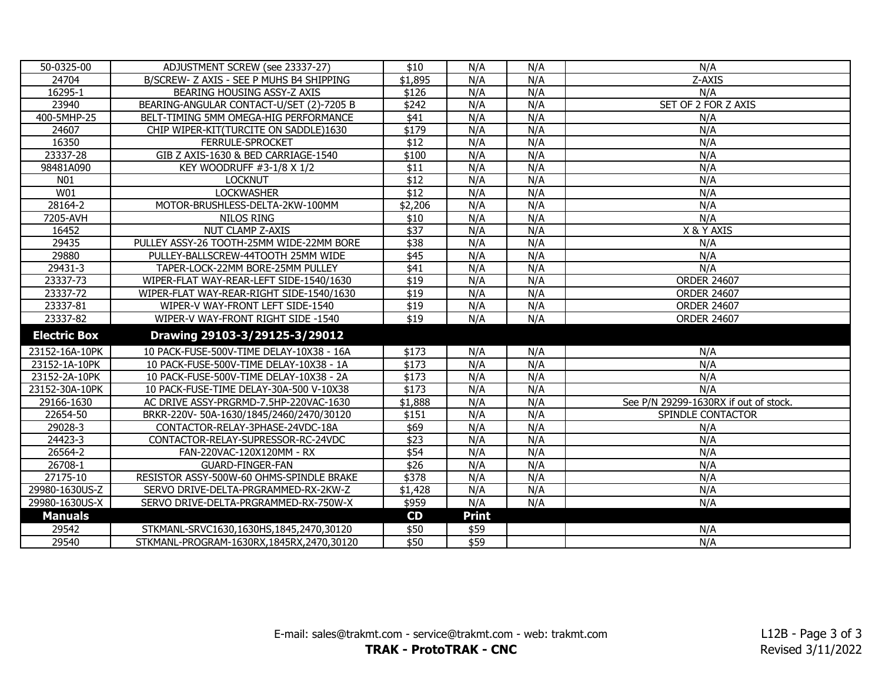| | | | | | |
|---|---|---|---|---|---|
| 50-0325-00 | ADJUSTMENT SCREW (see 23337-27) | $10 | N/A | N/A | N/A |
| 24704 | B/SCREW- Z AXIS - SEE P MUHS B4 SHIPPING | $1,895 | N/A | N/A | Z-AXIS |
| 16295-1 | BEARING HOUSING ASSY-Z AXIS | $126 | N/A | N/A | N/A |
| 23940 | BEARING-ANGULAR CONTACT-U/SET (2)-7205 B | $242 | N/A | N/A | SET OF 2 FOR Z AXIS |
| 400-5MHP-25 | BELT-TIMING 5MM OMEGA-HIG PERFORMANCE | $41 | N/A | N/A | N/A |
| 24607 | CHIP WIPER-KIT(TURCITE ON SADDLE)1630 | $179 | N/A | N/A | N/A |
| 16350 | FERRULE-SPROCKET | $12 | N/A | N/A | N/A |
| 23337-28 | GIB Z AXIS-1630 & BED CARRIAGE-1540 | $100 | N/A | N/A | N/A |
| 98481A090 | KEY WOODRUFF #3-1/8 X 1/2 | $11 | N/A | N/A | N/A |
| N01 | LOCKNUT | $12 | N/A | N/A | N/A |
| W01 | LOCKWASHER | $12 | N/A | N/A | N/A |
| 28164-2 | MOTOR-BRUSHLESS-DELTA-2KW-100MM | $2,206 | N/A | N/A | N/A |
| 7205-AVH | NILOS RING | $10 | N/A | N/A | N/A |
| 16452 | NUT CLAMP Z-AXIS | $37 | N/A | N/A | X & Y AXIS |
| 29435 | PULLEY ASSY-26 TOOTH-25MM WIDE-22MM BORE | $38 | N/A | N/A | N/A |
| 29880 | PULLEY-BALLSCREW-44TOOTH 25MM WIDE | $45 | N/A | N/A | N/A |
| 29431-3 | TAPER-LOCK-22MM BORE-25MM PULLEY | $41 | N/A | N/A | N/A |
| 23337-73 | WIPER-FLAT WAY-REAR-LEFT SIDE-1540/1630 | $19 | N/A | N/A | ORDER 24607 |
| 23337-72 | WIPER-FLAT WAY-REAR-RIGHT SIDE-1540/1630 | $19 | N/A | N/A | ORDER 24607 |
| 23337-81 | WIPER-V WAY-FRONT LEFT SIDE-1540 | $19 | N/A | N/A | ORDER 24607 |
| 23337-82 | WIPER-V WAY-FRONT RIGHT SIDE -1540 | $19 | N/A | N/A | ORDER 24607 |
| **Electric Box** | **Drawing 29103-3/29125-3/29012** | | | | |
| 23152-16A-10PK | 10 PACK-FUSE-500V-TIME DELAY-10X38 - 16A | $173 | N/A | N/A | N/A |
| 23152-1A-10PK | 10 PACK-FUSE-500V-TIME DELAY-10X38 - 1A | $173 | N/A | N/A | N/A |
| 23152-2A-10PK | 10 PACK-FUSE-500V-TIME DELAY-10X38 - 2A | $173 | N/A | N/A | N/A |
| 23152-30A-10PK | 10 PACK-FUSE-TIME DELAY-30A-500 V-10X38 | $173 | N/A | N/A | N/A |
| 29166-1630 | AC DRIVE ASSY-PRGRMD-7.5HP-220VAC-1630 | $1,888 | N/A | N/A | See P/N 29299-1630RX if out of stock. |
| 22654-50 | BRKR-220V- 50A-1630/1845/2460/2470/30120 | $151 | N/A | N/A | SPINDLE CONTACTOR |
| 29028-3 | CONTACTOR-RELAY-3PHASE-24VDC-18A | $69 | N/A | N/A | N/A |
| 24423-3 | CONTACTOR-RELAY-SUPRESSOR-RC-24VDC | $23 | N/A | N/A | N/A |
| 26564-2 | FAN-220VAC-120X120MM - RX | $54 | N/A | N/A | N/A |
| 26708-1 | GUARD-FINGER-FAN | $26 | N/A | N/A | N/A |
| 27175-10 | RESISTOR ASSY-500W-60 OHMS-SPINDLE BRAKE | $378 | N/A | N/A | N/A |
| 29980-1630US-Z | SERVO DRIVE-DELTA-PRGRAMMED-RX-2KW-Z | $1,428 | N/A | N/A | N/A |
| 29980-1630US-X | SERVO DRIVE-DELTA-PRGRAMMED-RX-750W-X | $959 | N/A | N/A | N/A |
| **Manuals** | | **CD** | **Print** | | |
| 29542 | STKMANL-SRVC1630,1630HS,1845,2470,30120 | $50 | $59 | | N/A |
| 29540 | STKMANL-PROGRAM-1630RX,1845RX,2470,30120 | $50 | $59 | | N/A |

E-mail: sales@trakmt.com - service@trakmt.com - web: trakmt.com

**TRAK - ProtoTRAK - CNC**

L12B

Revised 3/11/2022